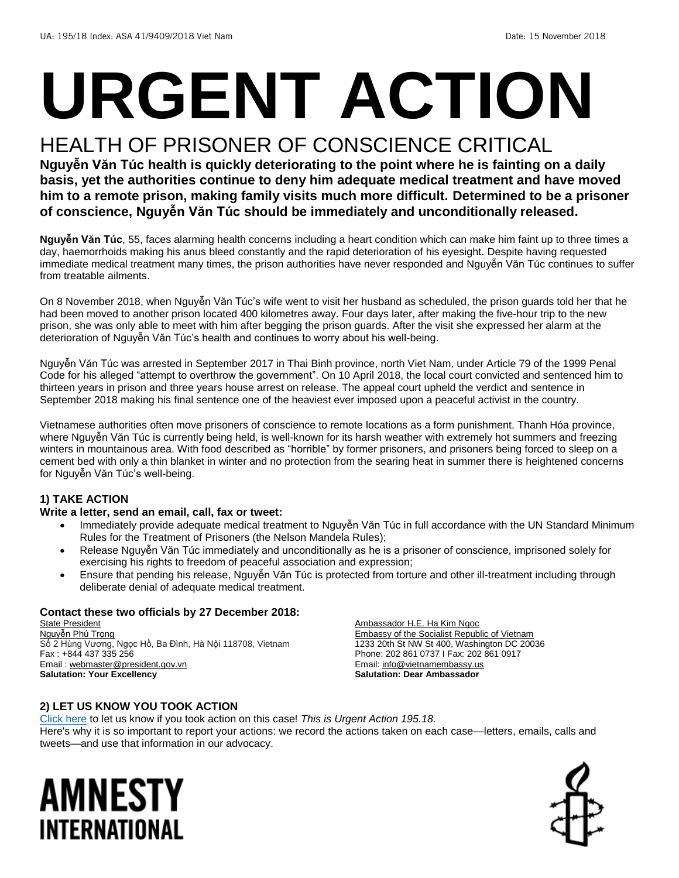UA: 195/18 Index: ASA 41/9409/2018 Viet Nam Date: 15 November 2018

# URGENT ACTION

## HEALTH OF PRISONER OF CONSCIENCE CRITICAL

**Nguyễn Văn Túc health is quickly deteriorating to the point where he is fainting on a daily basis, yet the authorities continue to deny him adequate medical treatment and have moved him to a remote prison, making family visits much more difficult. Determined to be a prisoner of conscience, Nguyễn Văn Túc should be immediately and unconditionally released.**

**Nguyễn Văn Túc**, 55, faces alarming health concerns including a heart condition which can make him faint up to three times a day, haemorrhoids making his anus bleed constantly and the rapid deterioration of his eyesight. Despite having requested immediate medical treatment many times, the prison authorities have never responded and Nguyễn Văn Túc continues to suffer from treatable ailments.

On 8 November 2018, when Nguyễn Văn Túc's wife went to visit her husband as scheduled, the prison guards told her that he had been moved to another prison located 400 kilometres away. Four days later, after making the five-hour trip to the new prison, she was only able to meet with him after begging the prison guards. After the visit she expressed her alarm at the deterioration of Nguyễn Văn Túc's health and continues to worry about his well-being.

Nguyễn Văn Túc was arrested in September 2017 in Thai Binh province, north Viet Nam, under Article 79 of the 1999 Penal Code for his alleged "attempt to overthrow the government". On 10 April 2018, the local court convicted and sentenced him to thirteen years in prison and three years house arrest on release. The appeal court upheld the verdict and sentence in September 2018 making his final sentence one of the heaviest ever imposed upon a peaceful activist in the country.

Vietnamese authorities often move prisoners of conscience to remote locations as a form punishment. Thanh Hóa province, where Nguyễn Văn Túc is currently being held, is well-known for its harsh weather with extremely hot summers and freezing winters in mountainous area. With food described as "horrible" by former prisoners, and prisoners being forced to sleep on a cement bed with only a thin blanket in winter and no protection from the searing heat in summer there is heightened concerns for Nguyễn Văn Túc's well-being.

### 1) TAKE ACTION

**Write a letter, send an email, call, fax or tweet:**

- Immediately provide adequate medical treatment to Nguyễn Văn Túc in full accordance with the UN Standard Minimum Rules for the Treatment of Prisoners (the Nelson Mandela Rules);
- Release Nguyễn Văn Túc immediately and unconditionally as he is a prisoner of conscience, imprisoned solely for exercising his rights to freedom of peaceful association and expression;
- Ensure that pending his release, Nguyễn Văn Túc is protected from torture and other ill-treatment including through deliberate denial of adequate medical treatment.

**Contact these two officials by 27 December 2018:**

State President
Nguyễn Phú Trọng
Số 2 Hùng Vương, Ngọc Hồ, Ba Đình, Hà Nội 118708, Vietnam
Fax : +844 437 335 256
Email : webmaster@president.gov.vn
**Salutation: Your Excellency**

Ambassador H.E. Ha Kim Ngoc
Embassy of the Socialist Republic of Vietnam
1233 20th St NW St 400, Washington DC 20036
Phone: 202 861 0737 I Fax: 202 861 0917
Email: info@vietnamembassy.us
**Salutation: Dear Ambassador**

### 2) LET US KNOW YOU TOOK ACTION

Click here to let us know if you took action on this case! *This is Urgent Action 195.18.*
Here's why it is so important to report your actions: we record the actions taken on each case—letters, emails, calls and tweets—and use that information in our advocacy.

AMNESTY INTERNATIONAL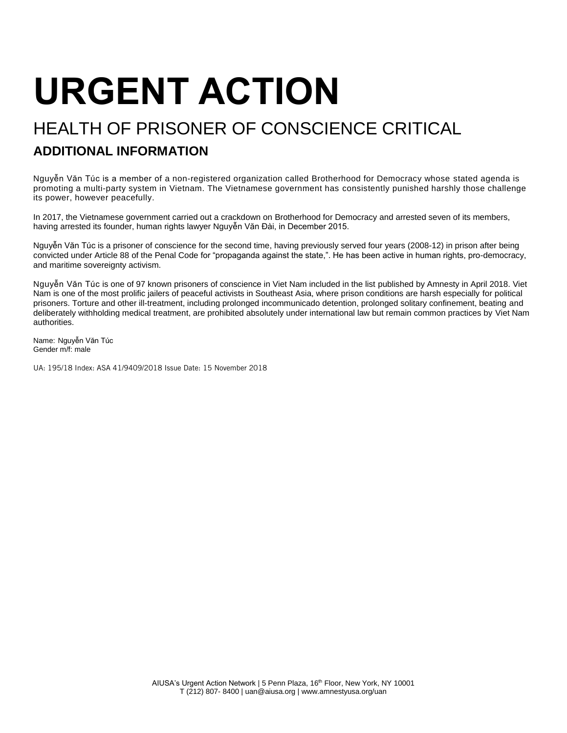# URGENT ACTION

## HEALTH OF PRISONER OF CONSCIENCE CRITICAL

### ADDITIONAL INFORMATION

Nguyễn Văn Túc is a member of a non-registered organization called Brotherhood for Democracy whose stated agenda is promoting a multi-party system in Vietnam. The Vietnamese government has consistently punished harshly those challenge its power, however peacefully.

In 2017, the Vietnamese government carried out a crackdown on Brotherhood for Democracy and arrested seven of its members, having arrested its founder, human rights lawyer Nguyễn Văn Đài, in December 2015.

Nguyễn Văn Túc is a prisoner of conscience for the second time, having previously served four years (2008-12) in prison after being convicted under Article 88 of the Penal Code for "propaganda against the state,". He has been active in human rights, pro-democracy, and maritime sovereignty activism.

Nguyễn Văn Túc is one of 97 known prisoners of conscience in Viet Nam included in the list published by Amnesty in April 2018. Viet Nam is one of the most prolific jailers of peaceful activists in Southeast Asia, where prison conditions are harsh especially for political prisoners. Torture and other ill-treatment, including prolonged incommunicado detention, prolonged solitary confinement, beating and deliberately withholding medical treatment, are prohibited absolutely under international law but remain common practices by Viet Nam authorities.

Name: Nguyễn Văn Túc
Gender m/f: male

UA: 195/18 Index: ASA 41/9409/2018 Issue Date: 15 November 2018

AIUSA's Urgent Action Network | 5 Penn Plaza, 16th Floor, New York, NY 10001
T (212) 807- 8400 | uan@aiusa.org | www.amnestyusa.org/uan